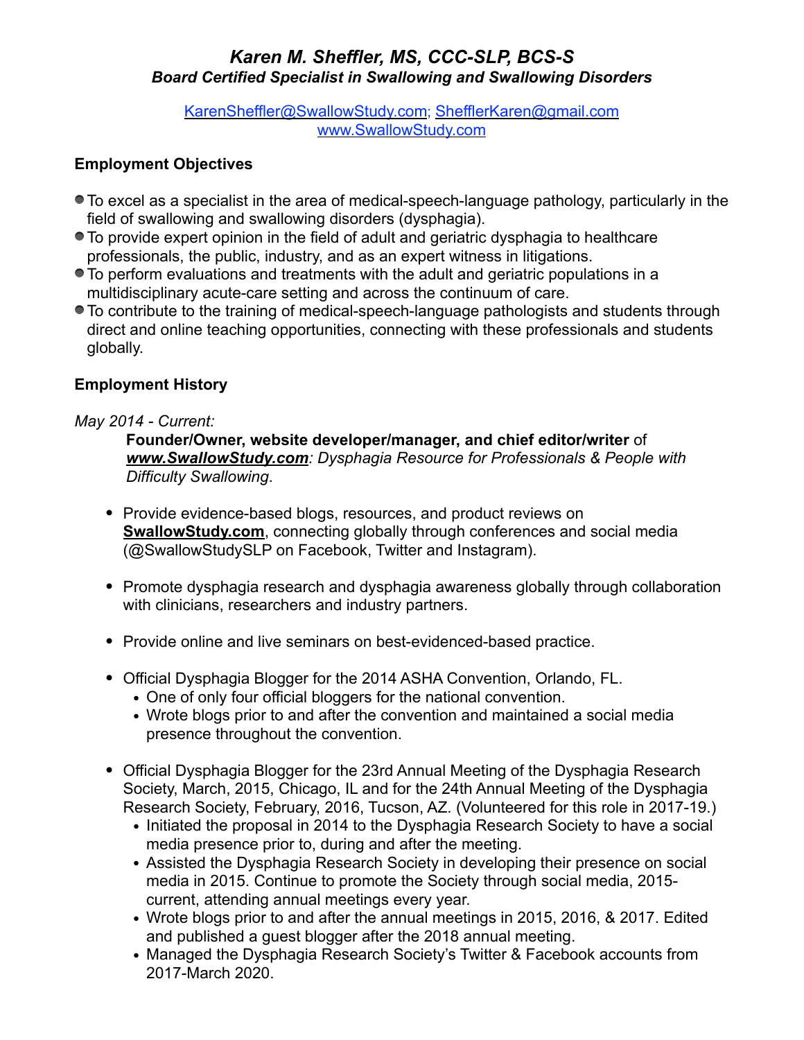# *Karen M. Sheffler, MS, CCC-SLP, BCS-S*

## *Board Certified Specialist in Swallowing and Swallowing Disorders*

KarenSheffler@SwallowStudy.com; SheffIerKaren@gmail.com
www.SwallowStudy.com

### Employment Objectives

- To excel as a specialist in the area of medical-speech-language pathology, particularly in the field of swallowing and swallowing disorders (dysphagia).
- To provide expert opinion in the field of adult and geriatric dysphagia to healthcare professionals, the public, industry, and as an expert witness in litigations.
- To perform evaluations and treatments with the adult and geriatric populations in a multidisciplinary acute-care setting and across the continuum of care.
- To contribute to the training of medical-speech-language pathologists and students through direct and online teaching opportunities, connecting with these professionals and students globally.

### Employment History

*May 2014 - Current:*

**Founder/Owner, website developer/manager, and chief editor/writer** of ***www.SwallowStudy.com****: Dysphagia Resource for Professionals & People with Difficulty Swallowing*.

- Provide evidence-based blogs, resources, and product reviews on **SwallowStudy.com**, connecting globally through conferences and social media (@SwallowStudySLP on Facebook, Twitter and Instagram).
- Promote dysphagia research and dysphagia awareness globally through collaboration with clinicians, researchers and industry partners.
- Provide online and live seminars on best-evidenced-based practice.
- Official Dysphagia Blogger for the 2014 ASHA Convention, Orlando, FL.
  - One of only four official bloggers for the national convention.
  - Wrote blogs prior to and after the convention and maintained a social media presence throughout the convention.
- Official Dysphagia Blogger for the 23rd Annual Meeting of the Dysphagia Research Society, March, 2015, Chicago, IL and for the 24th Annual Meeting of the Dysphagia Research Society, February, 2016, Tucson, AZ. (Volunteered for this role in 2017-19.)
  - Initiated the proposal in 2014 to the Dysphagia Research Society to have a social media presence prior to, during and after the meeting.
  - Assisted the Dysphagia Research Society in developing their presence on social media in 2015. Continue to promote the Society through social media, 2015-current, attending annual meetings every year.
  - Wrote blogs prior to and after the annual meetings in 2015, 2016, & 2017. Edited and published a guest blogger after the 2018 annual meeting.
  - Managed the Dysphagia Research Society's Twitter & Facebook accounts from 2017-March 2020.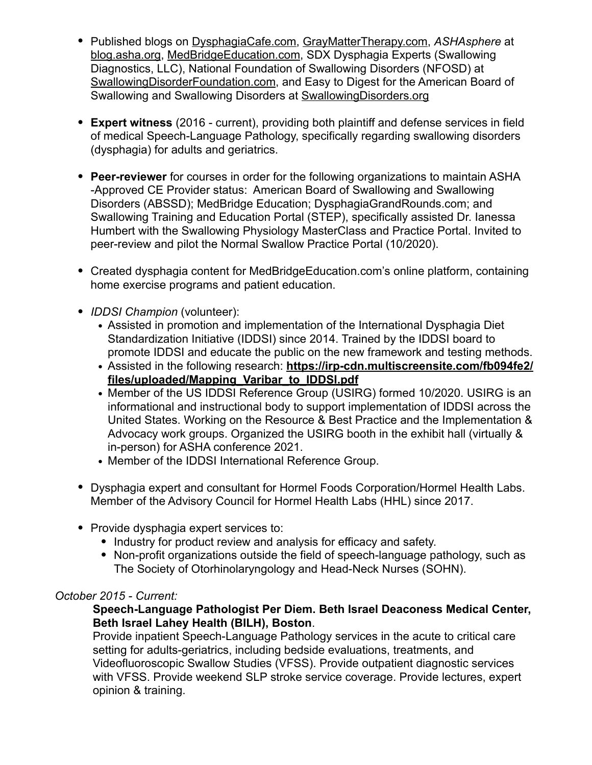- Published blogs on DysphagiaCafe.com, GrayMatterTherapy.com, *ASHAsphere* at blog.asha.org, MedBridgeEducation.com, SDX Dysphagia Experts (Swallowing Diagnostics, LLC), National Foundation of Swallowing Disorders (NFOSD) at SwallowingDisorderFoundation.com, and Easy to Digest for the American Board of Swallowing and Swallowing Disorders at SwallowingDisorders.org

- **Expert witness** (2016 - current), providing both plaintiff and defense services in field of medical Speech-Language Pathology, specifically regarding swallowing disorders (dysphagia) for adults and geriatrics.

- **Peer-reviewer** for courses in order for the following organizations to maintain ASHA -Approved CE Provider status: American Board of Swallowing and Swallowing Disorders (ABSSD); MedBridge Education; DysphagiaGrandRounds.com; and Swallowing Training and Education Portal (STEP), specifically assisted Dr. Ianessa Humbert with the Swallowing Physiology MasterClass and Practice Portal. Invited to peer-review and pilot the Normal Swallow Practice Portal (10/2020).

- Created dysphagia content for MedBridgeEducation.com's online platform, containing home exercise programs and patient education.

- *IDDSI Champion* (volunteer):
  - Assisted in promotion and implementation of the International Dysphagia Diet Standardization Initiative (IDDSI) since 2014. Trained by the IDDSI board to promote IDDSI and educate the public on the new framework and testing methods.
  - Assisted in the following research: **https://irp-cdn.multiscreensite.com/fb094fe2/files/uploaded/Mapping_Varibar_to_IDDSI.pdf**
  - Member of the US IDDSI Reference Group (USIRG) formed 10/2020. USIRG is an informational and instructional body to support implementation of IDDSI across the United States. Working on the Resource & Best Practice and the Implementation & Advocacy work groups. Organized the USIRG booth in the exhibit hall (virtually & in-person) for ASHA conference 2021.
  - Member of the IDDSI International Reference Group.

- Dysphagia expert and consultant for Hormel Foods Corporation/Hormel Health Labs. Member of the Advisory Council for Hormel Health Labs (HHL) since 2017.

- Provide dysphagia expert services to:
  - Industry for product review and analysis for efficacy and safety.
  - Non-profit organizations outside the field of speech-language pathology, such as The Society of Otorhinolaryngology and Head-Neck Nurses (SOHN).

*October 2015 - Current:*

**Speech-Language Pathologist Per Diem. Beth Israel Deaconess Medical Center, Beth Israel Lahey Health (BILH), Boston**.
Provide inpatient Speech-Language Pathology services in the acute to critical care setting for adults-geriatrics, including bedside evaluations, treatments, and Videofluoroscopic Swallow Studies (VFSS). Provide outpatient diagnostic services with VFSS. Provide weekend SLP stroke service coverage. Provide lectures, expert opinion & training.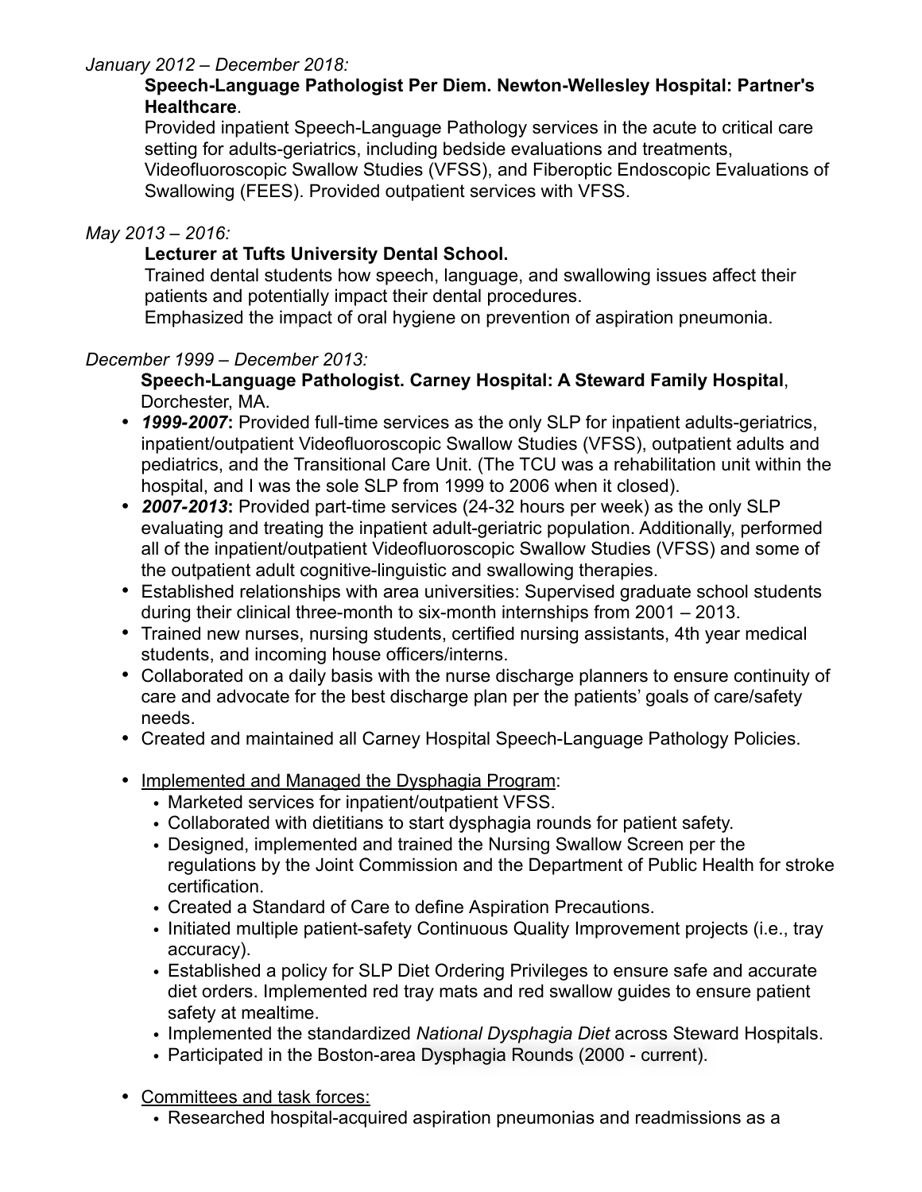*January 2012 – December 2018:*

**Speech-Language Pathologist Per Diem. Newton-Wellesley Hospital: Partner's Healthcare**.
Provided inpatient Speech-Language Pathology services in the acute to critical care setting for adults-geriatrics, including bedside evaluations and treatments, Videofluoroscopic Swallow Studies (VFSS), and Fiberoptic Endoscopic Evaluations of Swallowing (FEES). Provided outpatient services with VFSS.

*May 2013 – 2016:*

**Lecturer at Tufts University Dental School.**
Trained dental students how speech, language, and swallowing issues affect their patients and potentially impact their dental procedures.
Emphasized the impact of oral hygiene on prevention of aspiration pneumonia.

*December 1999 – December 2013:*

**Speech-Language Pathologist. Carney Hospital: A Steward Family Hospital**, Dorchester, MA.

- ***1999-2007*:** Provided full-time services as the only SLP for inpatient adults-geriatrics, inpatient/outpatient Videofluoroscopic Swallow Studies (VFSS), outpatient adults and pediatrics, and the Transitional Care Unit. (The TCU was a rehabilitation unit within the hospital, and I was the sole SLP from 1999 to 2006 when it closed).
- ***2007-2013*:** Provided part-time services (24-32 hours per week) as the only SLP evaluating and treating the inpatient adult-geriatric population. Additionally, performed all of the inpatient/outpatient Videofluoroscopic Swallow Studies (VFSS) and some of the outpatient adult cognitive-linguistic and swallowing therapies.
- Established relationships with area universities: Supervised graduate school students during their clinical three-month to six-month internships from 2001 – 2013.
- Trained new nurses, nursing students, certified nursing assistants, 4th year medical students, and incoming house officers/interns.
- Collaborated on a daily basis with the nurse discharge planners to ensure continuity of care and advocate for the best discharge plan per the patients' goals of care/safety needs.
- Created and maintained all Carney Hospital Speech-Language Pathology Policies.

- <u>Implemented and Managed the Dysphagia Program</u>:
  - Marketed services for inpatient/outpatient VFSS.
  - Collaborated with dietitians to start dysphagia rounds for patient safety.
  - Designed, implemented and trained the Nursing Swallow Screen per the regulations by the Joint Commission and the Department of Public Health for stroke certification.
  - Created a Standard of Care to define Aspiration Precautions.
  - Initiated multiple patient-safety Continuous Quality Improvement projects (i.e., tray accuracy).
  - Established a policy for SLP Diet Ordering Privileges to ensure safe and accurate diet orders. Implemented red tray mats and red swallow guides to ensure patient safety at mealtime.
  - Implemented the standardized *National Dysphagia Diet* across Steward Hospitals.
  - Participated in the Boston-area Dysphagia Rounds (2000 - current).

- <u>Committees and task forces:</u>
  - Researched hospital-acquired aspiration pneumonias and readmissions as a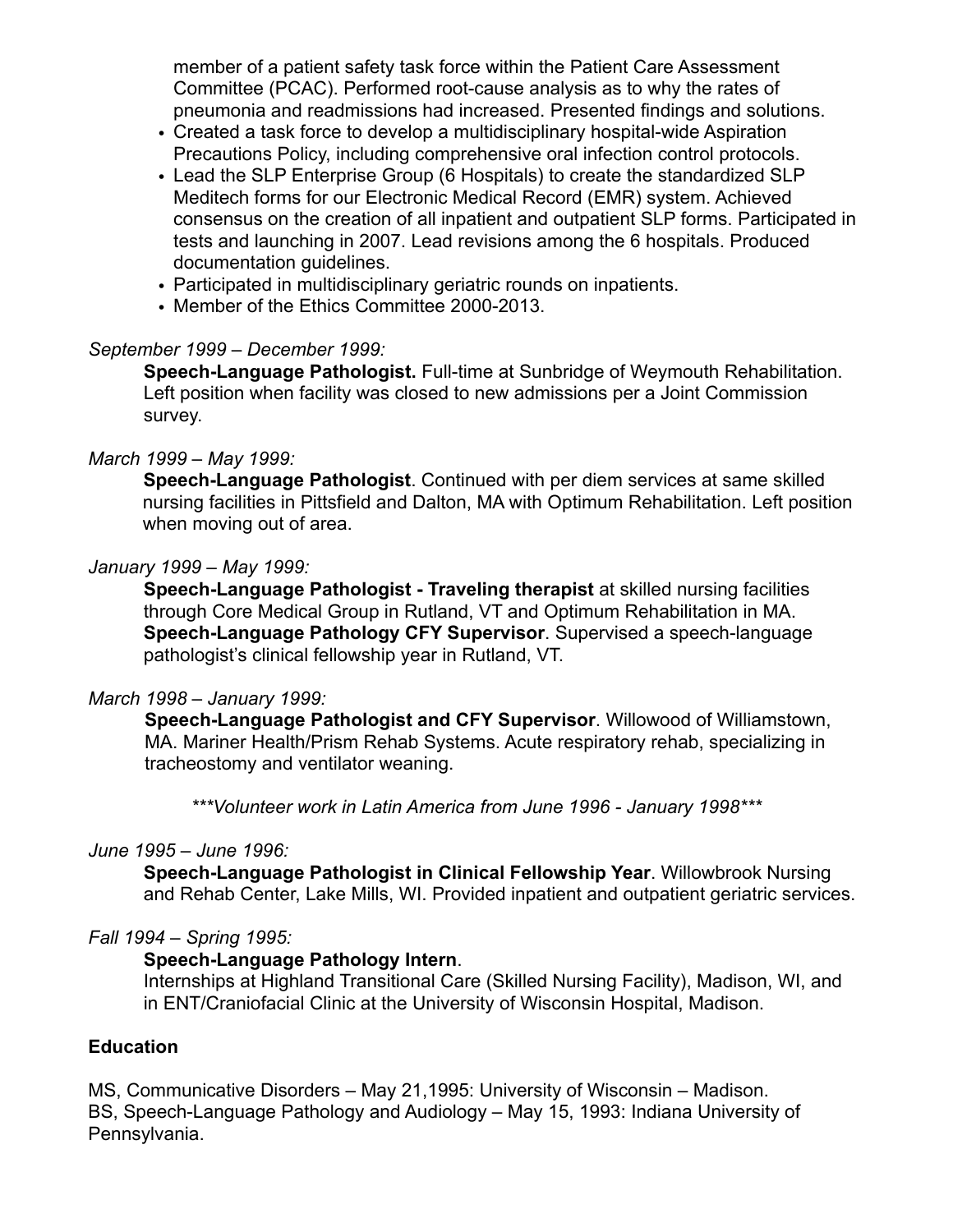member of a patient safety task force within the Patient Care Assessment Committee (PCAC). Performed root-cause analysis as to why the rates of pneumonia and readmissions had increased. Presented findings and solutions.

- Created a task force to develop a multidisciplinary hospital-wide Aspiration Precautions Policy, including comprehensive oral infection control protocols.
- Lead the SLP Enterprise Group (6 Hospitals) to create the standardized SLP Meditech forms for our Electronic Medical Record (EMR) system. Achieved consensus on the creation of all inpatient and outpatient SLP forms. Participated in tests and launching in 2007. Lead revisions among the 6 hospitals. Produced documentation guidelines.
- Participated in multidisciplinary geriatric rounds on inpatients.
- Member of the Ethics Committee 2000-2013.

*September 1999 – December 1999:*

**Speech-Language Pathologist.** Full-time at Sunbridge of Weymouth Rehabilitation. Left position when facility was closed to new admissions per a Joint Commission survey.

*March 1999 – May 1999:*

**Speech-Language Pathologist**. Continued with per diem services at same skilled nursing facilities in Pittsfield and Dalton, MA with Optimum Rehabilitation. Left position when moving out of area.

*January 1999 – May 1999:*

**Speech-Language Pathologist - Traveling therapist** at skilled nursing facilities through Core Medical Group in Rutland, VT and Optimum Rehabilitation in MA. **Speech-Language Pathology CFY Supervisor**. Supervised a speech-language pathologist's clinical fellowship year in Rutland, VT.

*March 1998 – January 1999:*

**Speech-Language Pathologist and CFY Supervisor**. Willowood of Williamstown, MA. Mariner Health/Prism Rehab Systems. Acute respiratory rehab, specializing in tracheostomy and ventilator weaning.

****Volunteer work in Latin America from June 1996 - January 1998****

*June 1995 – June 1996:*

**Speech-Language Pathologist in Clinical Fellowship Year**. Willowbrook Nursing and Rehab Center, Lake Mills, WI. Provided inpatient and outpatient geriatric services.

*Fall 1994 – Spring 1995:*

**Speech-Language Pathology Intern**.
Internships at Highland Transitional Care (Skilled Nursing Facility), Madison, WI, and in ENT/Craniofacial Clinic at the University of Wisconsin Hospital, Madison.

**Education**

MS, Communicative Disorders – May 21,1995: University of Wisconsin – Madison.
BS, Speech-Language Pathology and Audiology – May 15, 1993: Indiana University of Pennsylvania.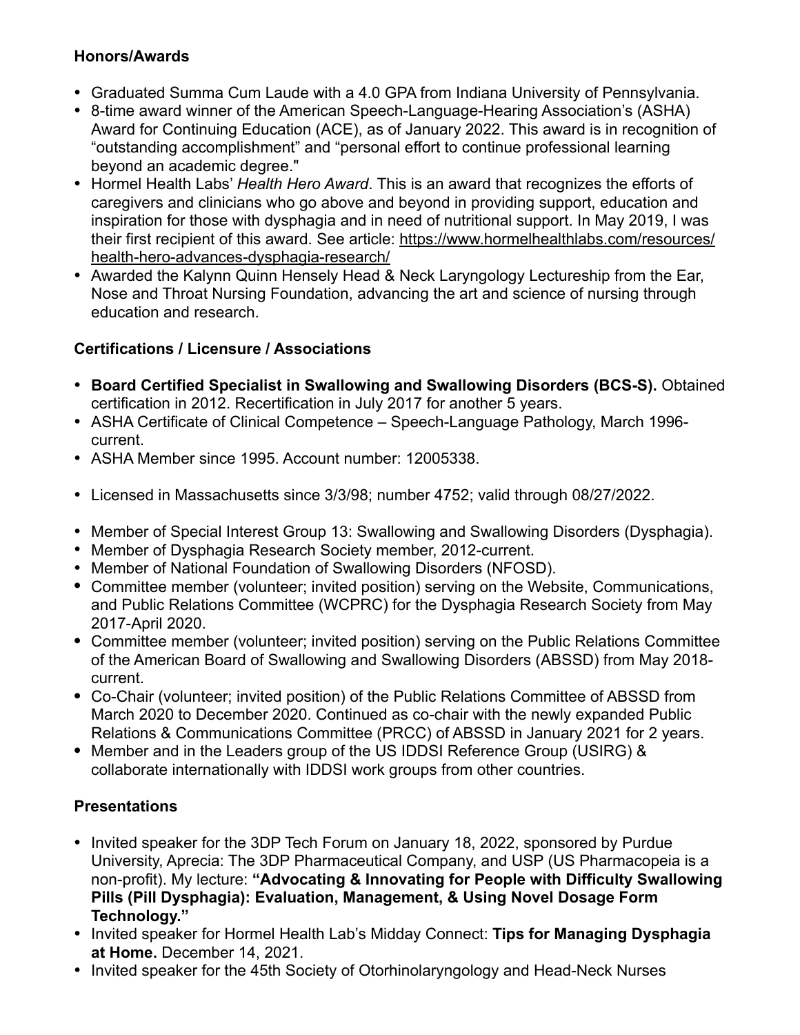### Honors/Awards

- Graduated Summa Cum Laude with a 4.0 GPA from Indiana University of Pennsylvania.
- 8-time award winner of the American Speech-Language-Hearing Association's (ASHA) Award for Continuing Education (ACE), as of January 2022. This award is in recognition of "outstanding accomplishment" and "personal effort to continue professional learning beyond an academic degree."
- Hormel Health Labs' *Health Hero Award*. This is an award that recognizes the efforts of caregivers and clinicians who go above and beyond in providing support, education and inspiration for those with dysphagia and in need of nutritional support. In May 2019, I was their first recipient of this award. See article: https://www.hormelhealthlabs.com/resources/health-hero-advances-dysphagia-research/
- Awarded the Kalynn Quinn Hensely Head & Neck Laryngology Lectureship from the Ear, Nose and Throat Nursing Foundation, advancing the art and science of nursing through education and research.

### Certifications / Licensure / Associations

- **Board Certified Specialist in Swallowing and Swallowing Disorders (BCS-S).** Obtained certification in 2012. Recertification in July 2017 for another 5 years.
- ASHA Certificate of Clinical Competence – Speech-Language Pathology, March 1996-current.
- ASHA Member since 1995. Account number: 12005338.
- Licensed in Massachusetts since 3/3/98; number 4752; valid through 08/27/2022.
- Member of Special Interest Group 13: Swallowing and Swallowing Disorders (Dysphagia).
- Member of Dysphagia Research Society member, 2012-current.
- Member of National Foundation of Swallowing Disorders (NFOSD).
- Committee member (volunteer; invited position) serving on the Website, Communications, and Public Relations Committee (WCPRC) for the Dysphagia Research Society from May 2017-April 2020.
- Committee member (volunteer; invited position) serving on the Public Relations Committee of the American Board of Swallowing and Swallowing Disorders (ABSSD) from May 2018-current.
- Co-Chair (volunteer; invited position) of the Public Relations Committee of ABSSD from March 2020 to December 2020. Continued as co-chair with the newly expanded Public Relations & Communications Committee (PRCC) of ABSSD in January 2021 for 2 years.
- Member and in the Leaders group of the US IDDSI Reference Group (USIRG) & collaborate internationally with IDDSI work groups from other countries.

### Presentations

- Invited speaker for the 3DP Tech Forum on January 18, 2022, sponsored by Purdue University, Aprecia: The 3DP Pharmaceutical Company, and USP (US Pharmacopeia is a non-profit). My lecture: **"Advocating & Innovating for People with Difficulty Swallowing Pills (Pill Dysphagia): Evaluation, Management, & Using Novel Dosage Form Technology."**
- Invited speaker for Hormel Health Lab's Midday Connect: **Tips for Managing Dysphagia at Home.** December 14, 2021.
- Invited speaker for the 45th Society of Otorhinolaryngology and Head-Neck Nurses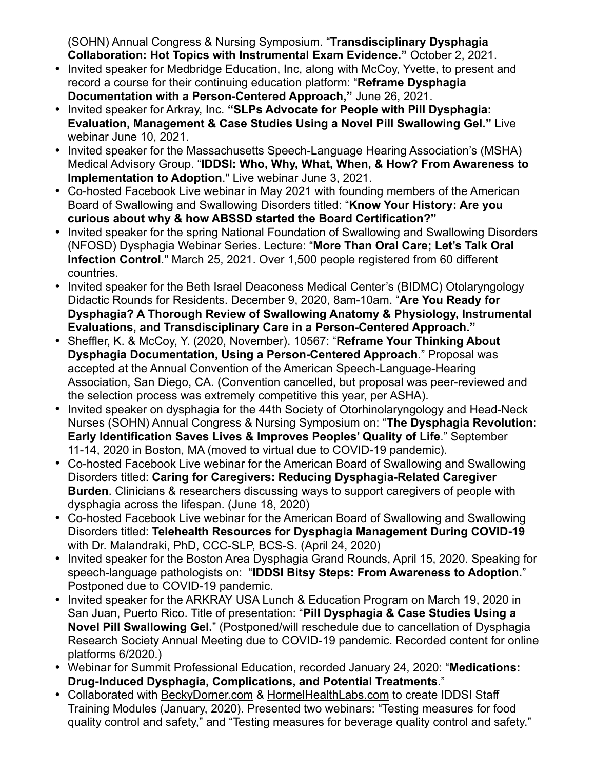(SOHN) Annual Congress & Nursing Symposium. "**Transdisciplinary Dysphagia Collaboration: Hot Topics with Instrumental Exam Evidence."** October 2, 2021.

- Invited speaker for Medbridge Education, Inc, along with McCoy, Yvette, to present and record a course for their continuing education platform: "**Reframe Dysphagia Documentation with a Person-Centered Approach,"** June 26, 2021.
- Invited speaker for Arkray, Inc. **"SLPs Advocate for People with Pill Dysphagia: Evaluation, Management & Case Studies Using a Novel Pill Swallowing Gel."** Live webinar June 10, 2021.
- Invited speaker for the Massachusetts Speech-Language Hearing Association's (MSHA) Medical Advisory Group. "**IDDSI: Who, Why, What, When, & How? From Awareness to Implementation to Adoption**." Live webinar June 3, 2021.
- Co-hosted Facebook Live webinar in May 2021 with founding members of the American Board of Swallowing and Swallowing Disorders titled: "**Know Your History: Are you curious about why & how ABSSD started the Board Certification?"**
- Invited speaker for the spring National Foundation of Swallowing and Swallowing Disorders (NFOSD) Dysphagia Webinar Series. Lecture: "**More Than Oral Care; Let's Talk Oral Infection Control**." March 25, 2021. Over 1,500 people registered from 60 different countries.
- Invited speaker for the Beth Israel Deaconess Medical Center's (BIDMC) Otolaryngology Didactic Rounds for Residents. December 9, 2020, 8am-10am. "**Are You Ready for Dysphagia? A Thorough Review of Swallowing Anatomy & Physiology, Instrumental Evaluations, and Transdisciplinary Care in a Person-Centered Approach."**
- Sheffler, K. & McCoy, Y. (2020, November). 10567: "**Reframe Your Thinking About Dysphagia Documentation, Using a Person-Centered Approach**." Proposal was accepted at the Annual Convention of the American Speech-Language-Hearing Association, San Diego, CA. (Convention cancelled, but proposal was peer-reviewed and the selection process was extremely competitive this year, per ASHA).
- Invited speaker on dysphagia for the 44th Society of Otorhinolaryngology and Head-Neck Nurses (SOHN) Annual Congress & Nursing Symposium on: "**The Dysphagia Revolution: Early Identification Saves Lives & Improves Peoples' Quality of Life**." September 11-14, 2020 in Boston, MA (moved to virtual due to COVID-19 pandemic).
- Co-hosted Facebook Live webinar for the American Board of Swallowing and Swallowing Disorders titled: **Caring for Caregivers: Reducing Dysphagia-Related Caregiver Burden**. Clinicians & researchers discussing ways to support caregivers of people with dysphagia across the lifespan. (June 18, 2020)
- Co-hosted Facebook Live webinar for the American Board of Swallowing and Swallowing Disorders titled: **Telehealth Resources for Dysphagia Management During COVID-19** with Dr. Malandraki, PhD, CCC-SLP, BCS-S. (April 24, 2020)
- Invited speaker for the Boston Area Dysphagia Grand Rounds, April 15, 2020. Speaking for speech-language pathologists on: "**IDDSI Bitsy Steps: From Awareness to Adoption.**" Postponed due to COVID-19 pandemic.
- Invited speaker for the ARKRAY USA Lunch & Education Program on March 19, 2020 in San Juan, Puerto Rico. Title of presentation: "**Pill Dysphagia & Case Studies Using a Novel Pill Swallowing Gel.**" (Postponed/will reschedule due to cancellation of Dysphagia Research Society Annual Meeting due to COVID-19 pandemic. Recorded content for online platforms 6/2020.)
- Webinar for Summit Professional Education, recorded January 24, 2020: "**Medications: Drug-Induced Dysphagia, Complications, and Potential Treatments**."
- Collaborated with BeckyDorner.com & HormelHealthLabs.com to create IDDSI Staff Training Modules (January, 2020). Presented two webinars: "Testing measures for food quality control and safety," and "Testing measures for beverage quality control and safety."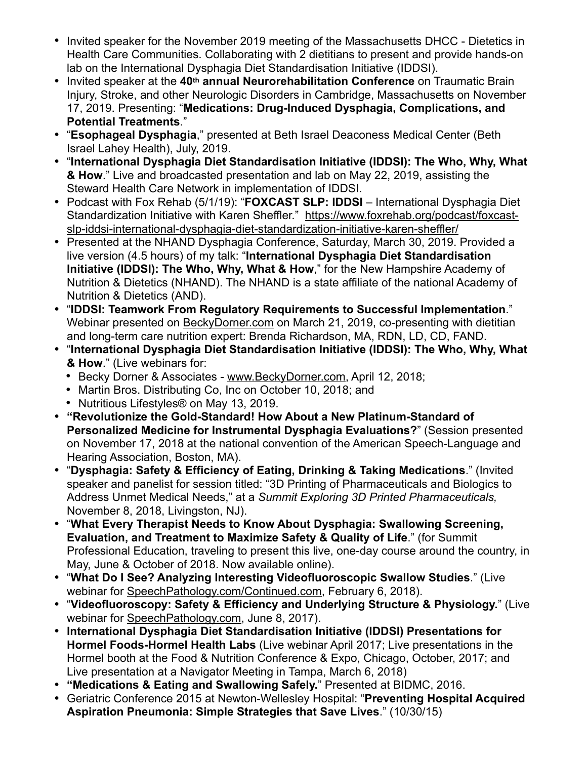- Invited speaker for the November 2019 meeting of the Massachusetts DHCC - Dietetics in Health Care Communities. Collaborating with 2 dietitians to present and provide hands-on lab on the International Dysphagia Diet Standardisation Initiative (IDDSI).
- Invited speaker at the **40th annual Neurorehabilitation Conference** on Traumatic Brain Injury, Stroke, and other Neurologic Disorders in Cambridge, Massachusetts on November 17, 2019. Presenting: "**Medications: Drug-Induced Dysphagia, Complications, and Potential Treatments**."
- "**Esophageal Dysphagia**," presented at Beth Israel Deaconess Medical Center (Beth Israel Lahey Health), July, 2019.
- "**International Dysphagia Diet Standardisation Initiative (IDDSI): The Who, Why, What & How**." Live and broadcasted presentation and lab on May 22, 2019, assisting the Steward Health Care Network in implementation of IDDSI.
- Podcast with Fox Rehab (5/1/19): "**FOXCAST SLP: IDDSI** – International Dysphagia Diet Standardization Initiative with Karen Sheffler." https://www.foxrehab.org/podcast/foxcast-slp-iddsi-international-dysphagia-diet-standardization-initiative-karen-sheffler/
- Presented at the NHAND Dysphagia Conference, Saturday, March 30, 2019. Provided a live version (4.5 hours) of my talk: "**International Dysphagia Diet Standardisation Initiative (IDDSI): The Who, Why, What & How**," for the New Hampshire Academy of Nutrition & Dietetics (NHAND). The NHAND is a state affiliate of the national Academy of Nutrition & Dietetics (AND).
- "**IDDSI: Teamwork From Regulatory Requirements to Successful Implementation**." Webinar presented on BeckyDorner.com on March 21, 2019, co-presenting with dietitian and long-term care nutrition expert: Brenda Richardson, MA, RDN, LD, CD, FAND.
- "**International Dysphagia Diet Standardisation Initiative (IDDSI): The Who, Why, What & How**." (Live webinars for:
  - Becky Dorner & Associates - www.BeckyDorner.com, April 12, 2018;
  - Martin Bros. Distributing Co, Inc on October 10, 2018; and
  - Nutritious Lifestyles® on May 13, 2019.
- **"Revolutionize the Gold-Standard! How About a New Platinum-Standard of Personalized Medicine for Instrumental Dysphagia Evaluations?**" (Session presented on November 17, 2018 at the national convention of the American Speech-Language and Hearing Association, Boston, MA).
- "**Dysphagia: Safety & Efficiency of Eating, Drinking & Taking Medications**." (Invited speaker and panelist for session titled: "3D Printing of Pharmaceuticals and Biologics to Address Unmet Medical Needs," at a *Summit Exploring 3D Printed Pharmaceuticals,* November 8, 2018, Livingston, NJ).
- "**What Every Therapist Needs to Know About Dysphagia: Swallowing Screening, Evaluation, and Treatment to Maximize Safety & Quality of Life**." (for Summit Professional Education, traveling to present this live, one-day course around the country, in May, June & October of 2018. Now available online).
- "**What Do I See? Analyzing Interesting Videofluoroscopic Swallow Studies**." (Live webinar for SpeechPathology.com/Continued.com, February 6, 2018).
- "**Videofluoroscopy: Safety & Efficiency and Underlying Structure & Physiology.**" (Live webinar for SpeechPathology.com, June 8, 2017).
- **International Dysphagia Diet Standardisation Initiative (IDDSI) Presentations for Hormel Foods-Hormel Health Labs** (Live webinar April 2017; Live presentations in the Hormel booth at the Food & Nutrition Conference & Expo, Chicago, October, 2017; and Live presentation at a Navigator Meeting in Tampa, March 6, 2018)
- **"Medications & Eating and Swallowing Safely.**" Presented at BIDMC, 2016.
- Geriatric Conference 2015 at Newton-Wellesley Hospital: "**Preventing Hospital Acquired Aspiration Pneumonia: Simple Strategies that Save Lives**." (10/30/15)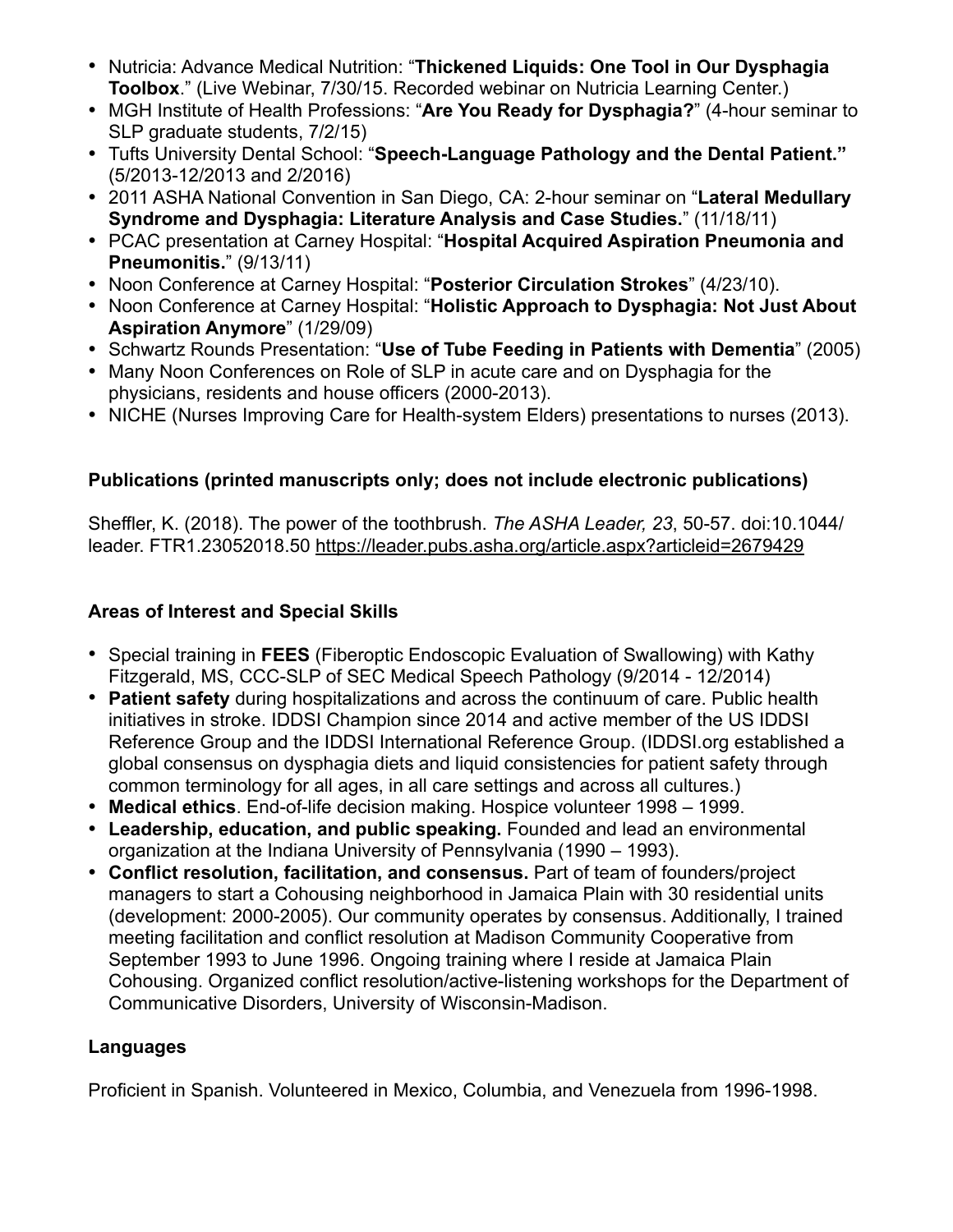- Nutricia: Advance Medical Nutrition: "**Thickened Liquids: One Tool in Our Dysphagia Toolbox**." (Live Webinar, 7/30/15. Recorded webinar on Nutricia Learning Center.)
- MGH Institute of Health Professions: "**Are You Ready for Dysphagia?**" (4-hour seminar to SLP graduate students, 7/2/15)
- Tufts University Dental School: "**Speech-Language Pathology and the Dental Patient.**" (5/2013-12/2013 and 2/2016)
- 2011 ASHA National Convention in San Diego, CA: 2-hour seminar on "**Lateral Medullary Syndrome and Dysphagia: Literature Analysis and Case Studies.**" (11/18/11)
- PCAC presentation at Carney Hospital: "**Hospital Acquired Aspiration Pneumonia and Pneumonitis.**" (9/13/11)
- Noon Conference at Carney Hospital: "**Posterior Circulation Strokes**" (4/23/10).
- Noon Conference at Carney Hospital: "**Holistic Approach to Dysphagia: Not Just About Aspiration Anymore**" (1/29/09)
- Schwartz Rounds Presentation: "**Use of Tube Feeding in Patients with Dementia**" (2005)
- Many Noon Conferences on Role of SLP in acute care and on Dysphagia for the physicians, residents and house officers (2000-2013).
- NICHE (Nurses Improving Care for Health-system Elders) presentations to nurses (2013).

**Publications (printed manuscripts only; does not include electronic publications)**

Sheffler, K. (2018). The power of the toothbrush. *The ASHA Leader, 23*, 50-57. doi:10.1044/leader. FTR1.23052018.50 https://leader.pubs.asha.org/article.aspx?articleid=2679429

**Areas of Interest and Special Skills**

- Special training in **FEES** (Fiberoptic Endoscopic Evaluation of Swallowing) with Kathy Fitzgerald, MS, CCC-SLP of SEC Medical Speech Pathology (9/2014 - 12/2014)
- **Patient safety** during hospitalizations and across the continuum of care. Public health initiatives in stroke. IDDSI Champion since 2014 and active member of the US IDDSI Reference Group and the IDDSI International Reference Group. (IDDSI.org established a global consensus on dysphagia diets and liquid consistencies for patient safety through common terminology for all ages, in all care settings and across all cultures.)
- **Medical ethics**. End-of-life decision making. Hospice volunteer 1998 – 1999.
- **Leadership, education, and public speaking.** Founded and lead an environmental organization at the Indiana University of Pennsylvania (1990 – 1993).
- **Conflict resolution, facilitation, and consensus.** Part of team of founders/project managers to start a Cohousing neighborhood in Jamaica Plain with 30 residential units (development: 2000-2005). Our community operates by consensus. Additionally, I trained meeting facilitation and conflict resolution at Madison Community Cooperative from September 1993 to June 1996. Ongoing training where I reside at Jamaica Plain Cohousing. Organized conflict resolution/active-listening workshops for the Department of Communicative Disorders, University of Wisconsin-Madison.

**Languages**

Proficient in Spanish. Volunteered in Mexico, Columbia, and Venezuela from 1996-1998.